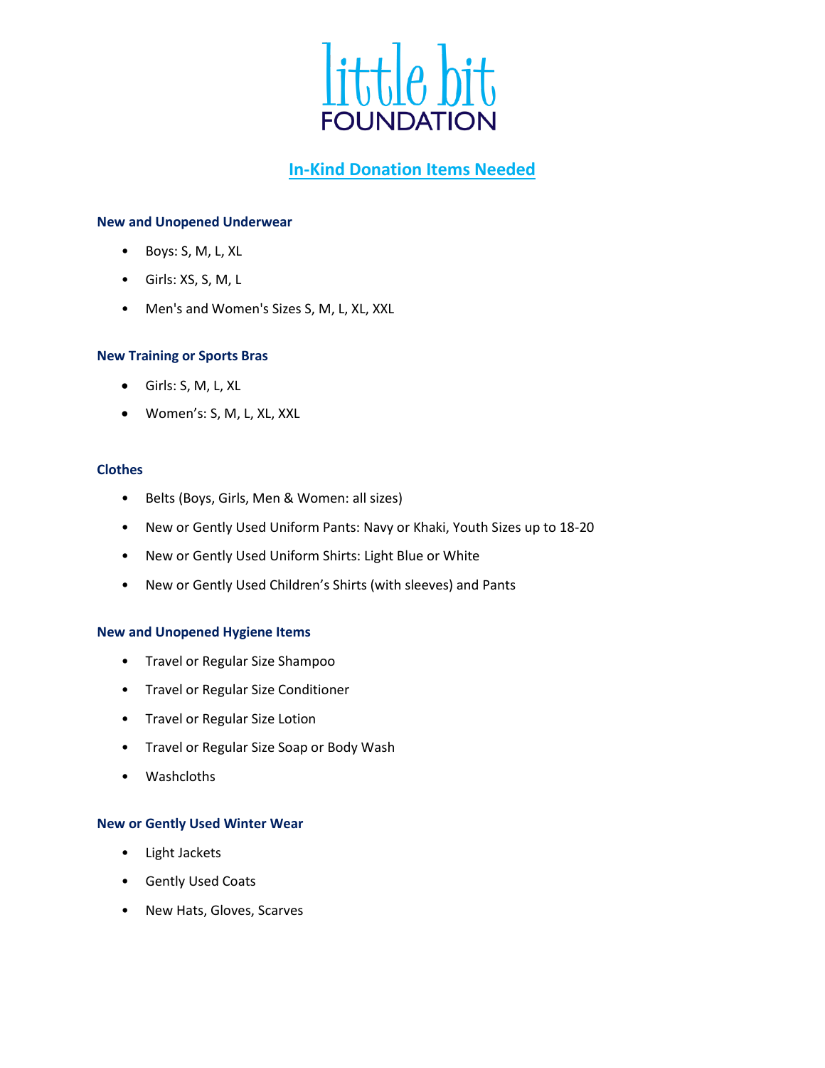# little bit FOUNDATION

## In-Kind Donation Items Needed

### New and Unopened Underwear

- Boys: S, M, L, XL
- Girls: XS, S, M, L
- Men's and Women's Sizes S, M, L, XL, XXL

### New Training or Sports Bras

- Girls: S, M, L, XL
- Women's: S, M, L, XL, XXL

### Clothes

- Belts (Boys, Girls, Men & Women: all sizes)
- New or Gently Used Uniform Pants: Navy or Khaki, Youth Sizes up to 18-20
- New or Gently Used Uniform Shirts: Light Blue or White
- New or Gently Used Children's Shirts (with sleeves) and Pants

### New and Unopened Hygiene Items

- Travel or Regular Size Shampoo
- Travel or Regular Size Conditioner
- Travel or Regular Size Lotion
- Travel or Regular Size Soap or Body Wash
- Washcloths

### New or Gently Used Winter Wear

- Light Jackets
- Gently Used Coats
- New Hats, Gloves, Scarves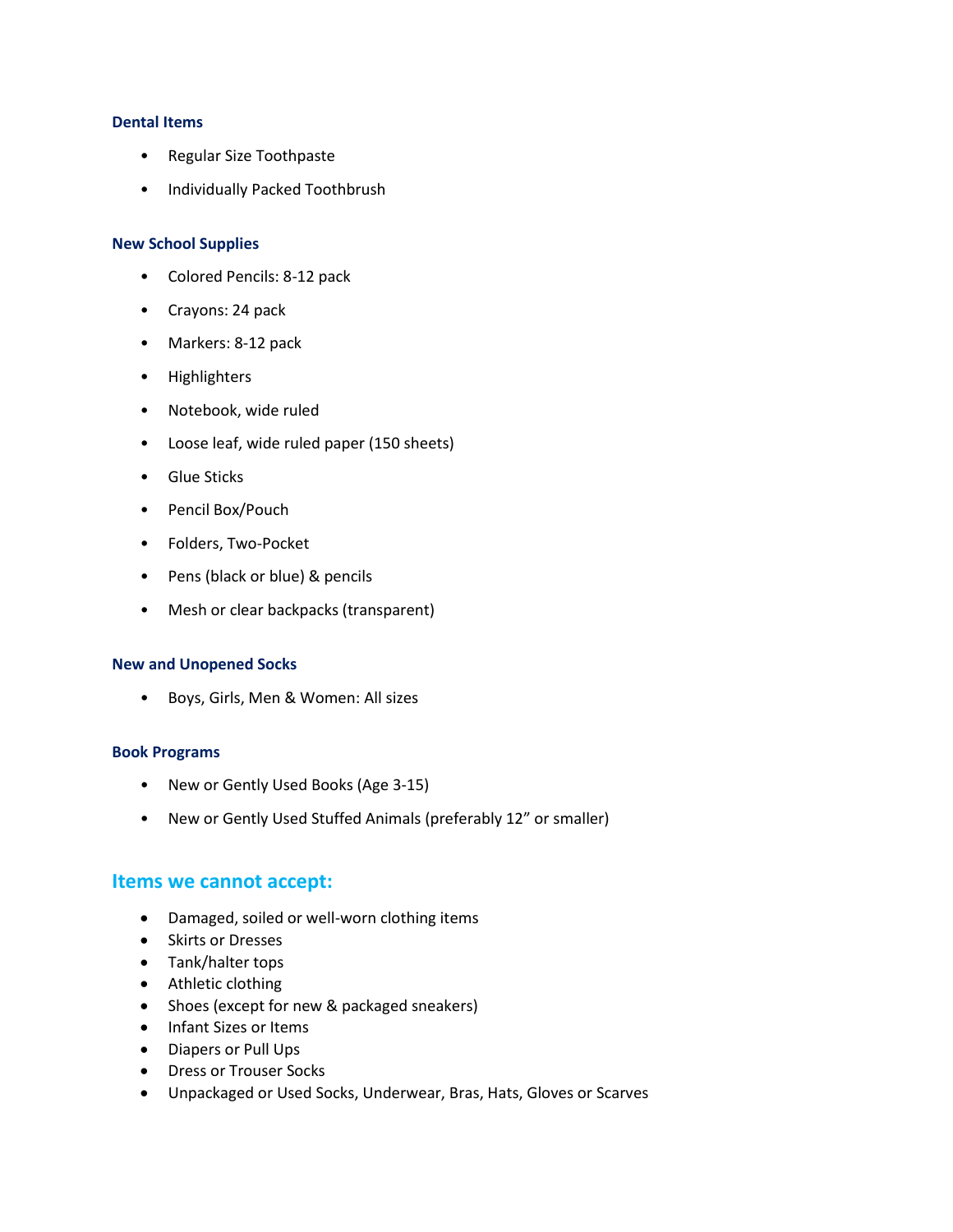### Dental Items

- Regular Size Toothpaste
- Individually Packed Toothbrush

### New School Supplies

- Colored Pencils: 8-12 pack
- Crayons: 24 pack
- Markers: 8-12 pack
- Highlighters
- Notebook, wide ruled
- Loose leaf, wide ruled paper (150 sheets)
- Glue Sticks
- Pencil Box/Pouch
- Folders, Two-Pocket
- Pens (black or blue) & pencils
- Mesh or clear backpacks (transparent)

### New and Unopened Socks

- Boys, Girls, Men & Women: All sizes

### Book Programs

- New or Gently Used Books (Age 3-15)
- New or Gently Used Stuffed Animals (preferably 12" or smaller)

## Items we cannot accept:

- Damaged, soiled or well-worn clothing items
- Skirts or Dresses
- Tank/halter tops
- Athletic clothing
- Shoes (except for new & packaged sneakers)
- Infant Sizes or Items
- Diapers or Pull Ups
- Dress or Trouser Socks
- Unpackaged or Used Socks, Underwear, Bras, Hats, Gloves or Scarves